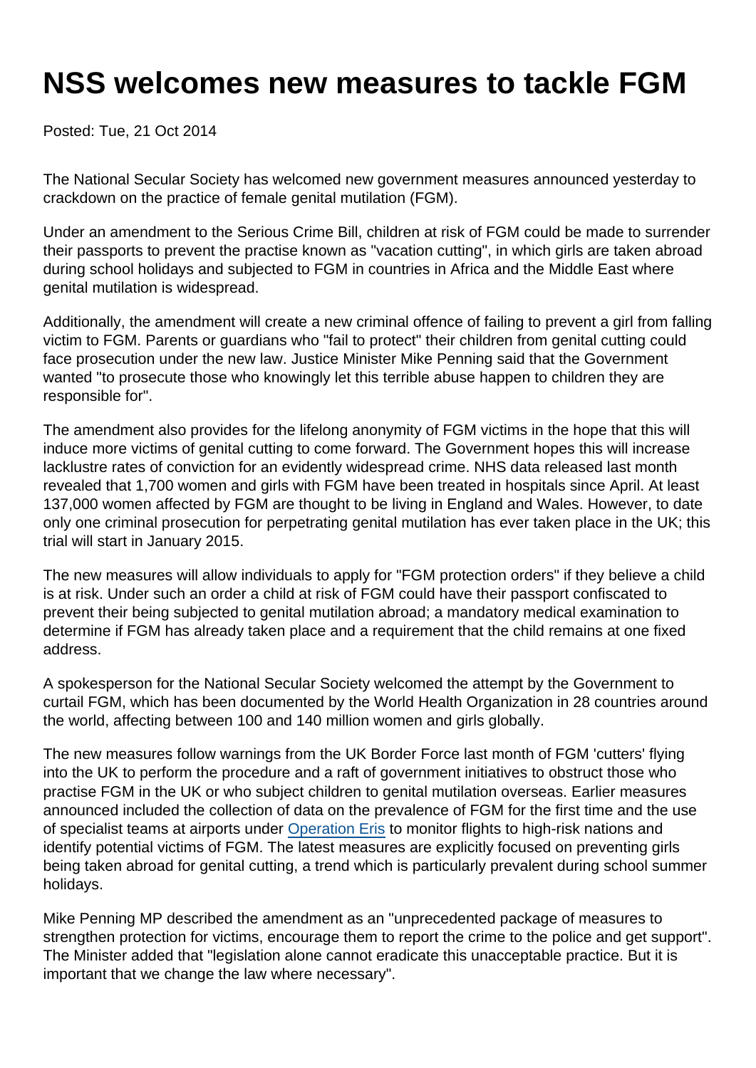# NSS welcomes new measures to tackle FGM

Posted: Tue, 21 Oct 2014

The National Secular Society has welcomed new government measures announced yesterday to crackdown on the practice of female genital mutilation (FGM).

Under an amendment to the Serious Crime Bill, children at risk of FGM could be made to surrender their passports to prevent the practise known as "vacation cutting", in which girls are taken abroad during school holidays and subjected to FGM in countries in Africa and the Middle East where genital mutilation is widespread.

Additionally, the amendment will create a new criminal offence of failing to prevent a girl from falling victim to FGM. Parents or guardians who "fail to protect" their children from genital cutting could face prosecution under the new law. Justice Minister Mike Penning said that the Government wanted "to prosecute those who knowingly let this terrible abuse happen to children they are responsible for".

The amendment also provides for the lifelong anonymity of FGM victims in the hope that this will induce more victims of genital cutting to come forward. The Government hopes this will increase lacklustre rates of conviction for an evidently widespread crime. NHS data released last month revealed that 1,700 women and girls with FGM have been treated in hospitals since April. At least 137,000 women affected by FGM are thought to be living in England and Wales. However, to date only one criminal prosecution for perpetrating genital mutilation has ever taken place in the UK; this trial will start in January 2015.

The new measures will allow individuals to apply for "FGM protection orders" if they believe a child is at risk. Under such an order a child at risk of FGM could have their passport confiscated to prevent their being subjected to genital mutilation abroad; a mandatory medical examination to determine if FGM has already taken place and a requirement that the child remains at one fixed address.

A spokesperson for the National Secular Society welcomed the attempt by the Government to curtail FGM, which has been documented by the World Health Organization in 28 countries around the world, affecting between 100 and 140 million women and girls globally.

The new measures follow warnings from the UK Border Force last month of FGM 'cutters' flying into the UK to perform the procedure and a raft of government initiatives to obstruct those who practise FGM in the UK or who subject children to genital mutilation overseas. Earlier measures announced included the collection of data on the prevalence of FGM for the first time and the use of specialist teams at airports under Operation Eris to monitor flights to high-risk nations and identify potential victims of FGM. The latest measures are explicitly focused on preventing girls being taken abroad for genital cutting, a trend which is particularly prevalent during school summer holidays.

Mike Penning MP described the amendment as an "unprecedented package of measures to strengthen protection for victims, encourage them to report the crime to the police and get support". The Minister added that "legislation alone cannot eradicate this unacceptable practice. But it is important that we change the law where necessary".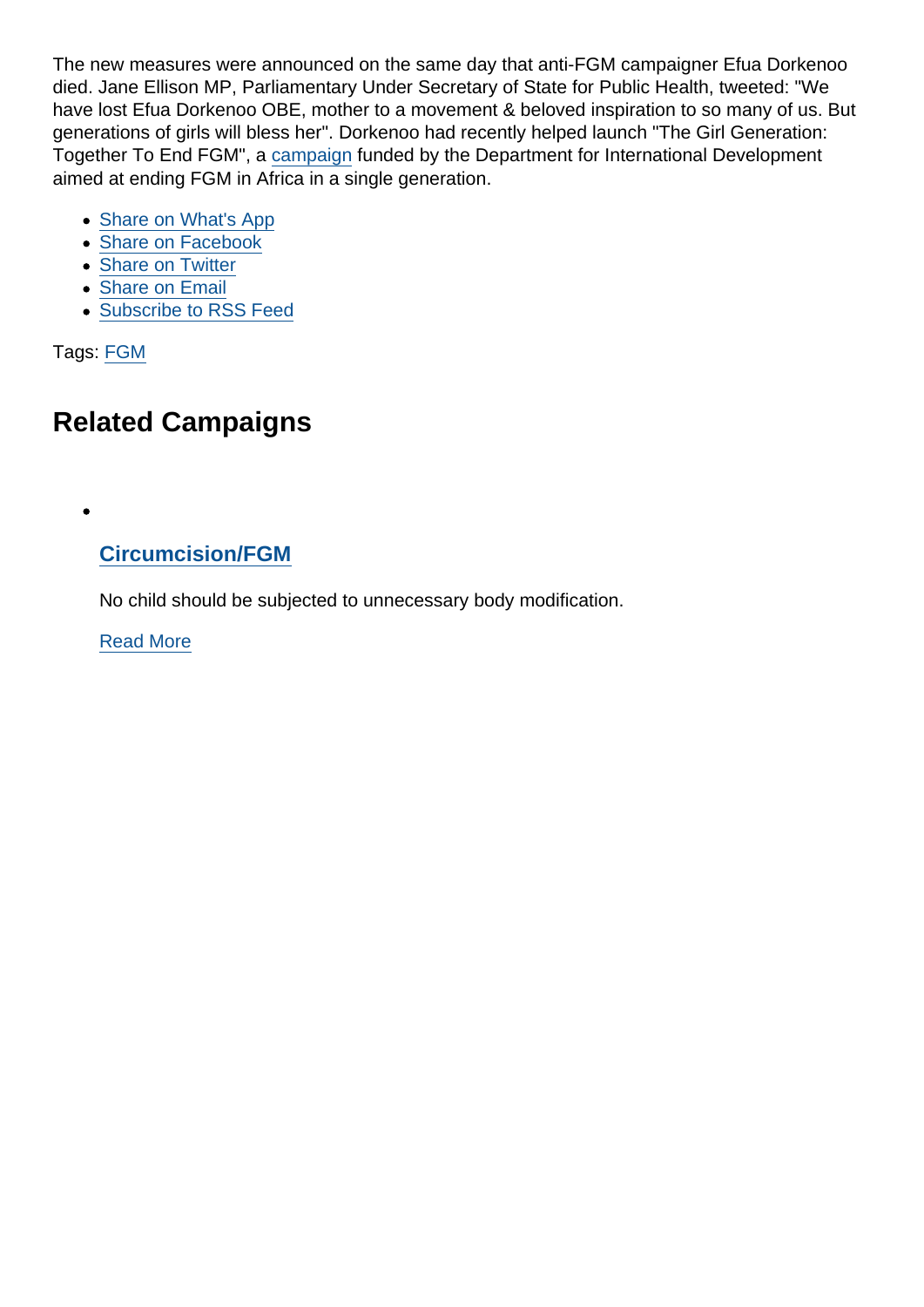The new measures were announced on the same day that anti-FGM campaigner Efua Dorkenoo died. Jane Ellison MP, Parliamentary Under Secretary of State for Public Health, tweeted: "We have lost Efua Dorkenoo OBE, mother to a movement & beloved inspiration to so many of us. But generations of girls will bless her". Dorkenoo had recently helped launch "The Girl Generation: Together To End FGM", a campaign funded by the Department for International Development aimed at ending FGM in Africa in a single generation.

- Share on What's App
- Share on Facebook
- Share on Twitter
- Share on Email
- Subscribe to RSS Feed

Tags: FGM

## Related Campaigns

- ### Circumcision/FGM

  No child should be subjected to unnecessary body modification.

  Read More